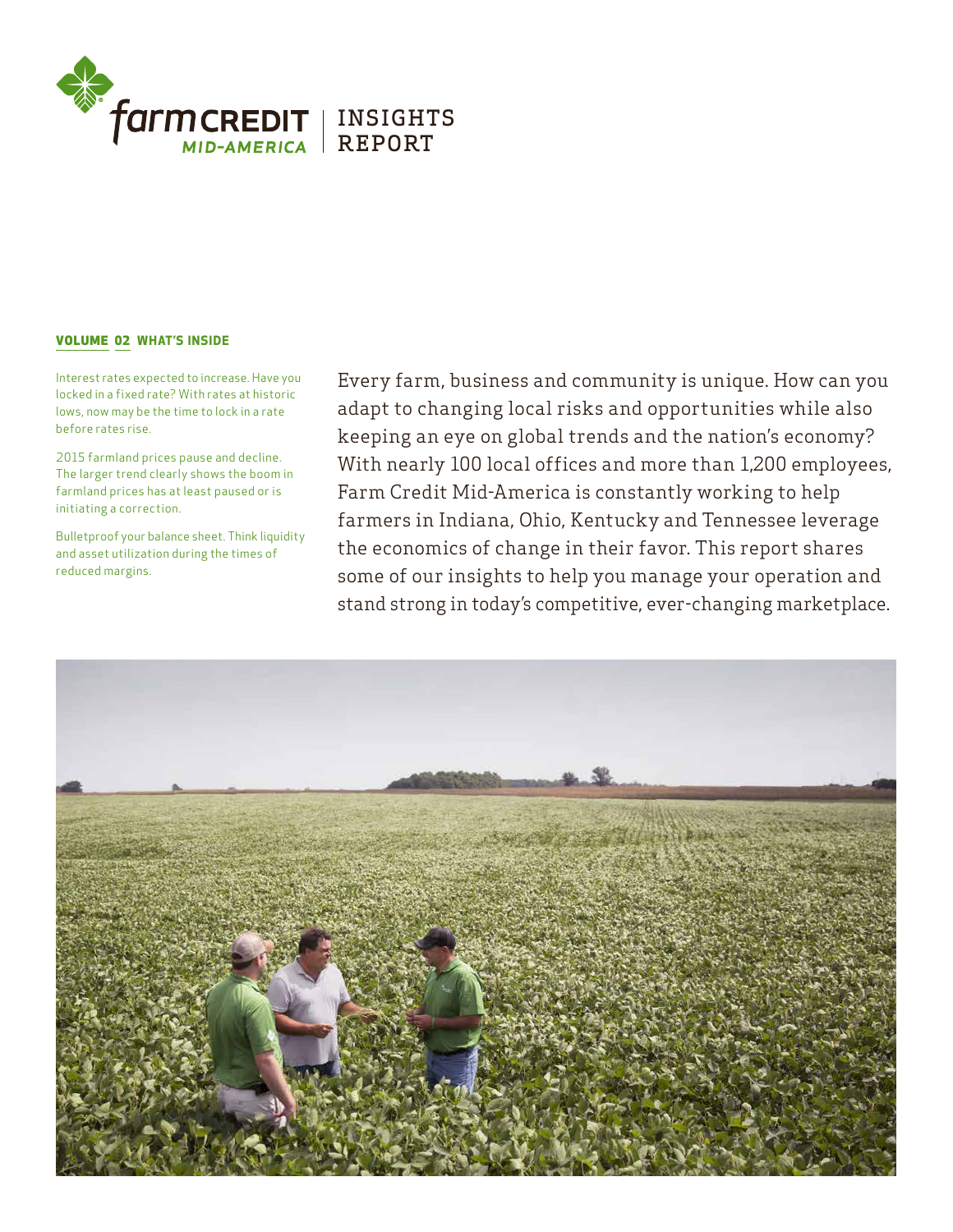# farm CREDIT MID-AMERICA | INSIGHTS REPORT

**VOLUME 02 WHAT'S INSIDE**

Interest rates expected to increase. Have you locked in a fixed rate? With rates at historic lows, now may be the time to lock in a rate before rates rise.

2015 farmland prices pause and decline. The larger trend clearly shows the boom in farmland prices has at least paused or is initiating a correction.

Bulletproof your balance sheet. Think liquidity and asset utilization during the times of reduced margins.

Every farm, business and community is unique. How can you adapt to changing local risks and opportunities while also keeping an eye on global trends and the nation's economy? With nearly 100 local offices and more than 1,200 employees, Farm Credit Mid-America is constantly working to help farmers in Indiana, Ohio, Kentucky and Tennessee leverage the economics of change in their favor. This report shares some of our insights to help you manage your operation and stand strong in today's competitive, ever-changing marketplace.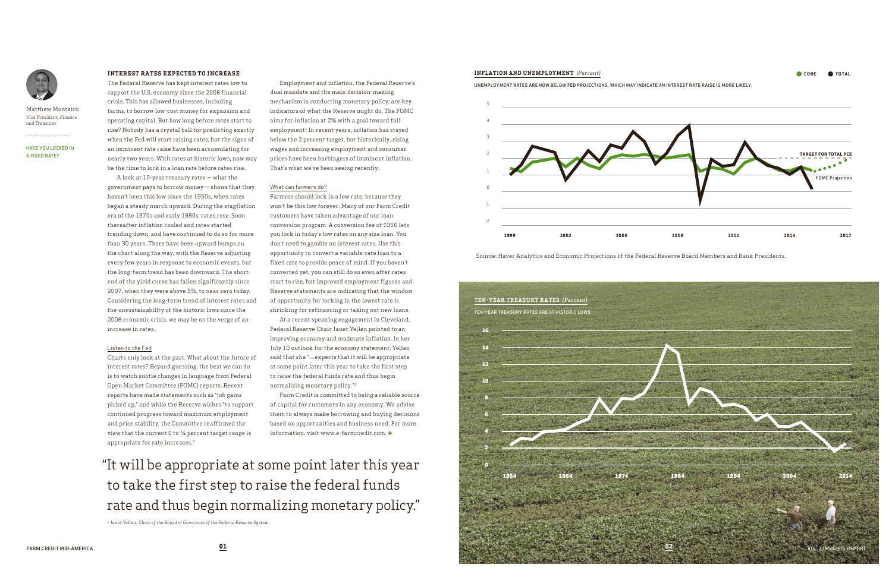Matthew Monteiro
*Vice President, Finance and Treasurer*

HAVE YOU LOCKED IN A FIXED RATE?

## INTEREST RATES EXPECTED TO INCREASE

The Federal Reserve has kept interest rates low to support the U.S. economy since the 2008 financial crisis. This has allowed businesses, including farms, to borrow low-cost money for expansion and operating capital. But how long before rates start to rise? Nobody has a crystal ball for predicting exactly when the Fed will start raising rates, but the signs of an imminent rate raise have been accumulating for nearly two years. With rates at historic lows, now may be the time to lock in a loan rate before rates rise.

A look at 10-year treasury rates — what the government pays to borrow money — shows that they haven't been this low since the 1950s, when rates began a steady march upward. During the stagflation era of the 1970s and early 1980s, rates rose. Soon thereafter inflation cooled and rates started trending down, and have continued to do so for more than 30 years. There have been upward bumps on the chart along the way, with the Reserve adjusting every few years in response to economic events, but the long-term trend has been downward. The short end of the yield curve has fallen significantly since 2007, when they were above 5%, to near zero today. Considering the long-term trend of interest rates and the unsustainability of the historic lows since the 2008 economic crisis, we may be on the verge of an increase in rates.

### Listen to the Fed

Charts only look at the past. What about the future of interest rates? Beyond guessing, the best we can do is to watch subtle changes in language from Federal Open Market Committee (FOMC) reports. Recent reports have made statements such as "job gains picked up," and while the Reserve wishes "to support continued progress toward maximum employment and price stability, the Committee reaffirmed the view that the current 0 to ¼ percent target range is appropriate for rate increases."

Employment and inflation, the Federal Reserve's dual mandate and the main decision-making mechanism in conducting monetary policy, are key indicators of what the Reserve might do. The FOMC aims for inflation at 2% with a goal toward full employment[1] In recent years, inflation has stayed below the 2 percent target, but historically, rising wages and increasing employment and consumer prices have been harbingers of imminent inflation. That's what we've been seeing recently.

### What can farmers do?

Farmers should lock in a low rate, because they won't be this low forever. Many of our Farm Credit customers have taken advantage of our loan conversion program. A conversion fee of $350 lets you lock in today's low rates on any size loan. You don't need to gamble on interest rates. Use this opportunity to convert a variable-rate loan to a fixed rate to provide peace of mind. If you haven't converted yet, you can still do so even after rates start to rise, but improved employment figures and Reserve statements are indicating that the window of opportunity for locking in the lowest rate is shrinking for refinancing or taking out new loans.

At a recent speaking engagement in Cleveland, Federal Reserve Chair Janet Yellen pointed to an improving economy and moderate inflation. In her July 10 outlook for the economy statement, Yellen said that she "...expects that it will be appropriate at some point later this year to take the first step to raise the federal funds rate and thus begin normalizing monetary policy."[2]

Farm Credit is committed to being a reliable source of capital for customers in any economy. We advise them to always make borrowing and buying decisions based on opportunities and business need. For more information, visit www.e-farmcredit.com.

> "It will be appropriate at some point later this year to take the first step to raise the federal funds rate and thus begin normalizing monetary policy."
>
> *– Janet Yellen, Chair of the Board of Governors of the Federal Reserve System*

**INFLATION AND UNEMPLOYMENT** *(Percent)*

UNEMPLOYMENT RATES ARE NOW BELOW FED PROJECTIONS, WHICH MAY INDICATE AN INTEREST RATE RAISE IS MORE LIKELY.

CORE · TOTAL · TARGET FOR TOTAL PCE · FOMC Projection

Source: Haver Analytics and Economic Projections of the Federal Reserve Board Members and Bank Presidents.

**TEN-YEAR TREASURY RATES** *(Percent)*

TEN-YEAR TREASURY RATES ARE AT HISTORIC LOWS.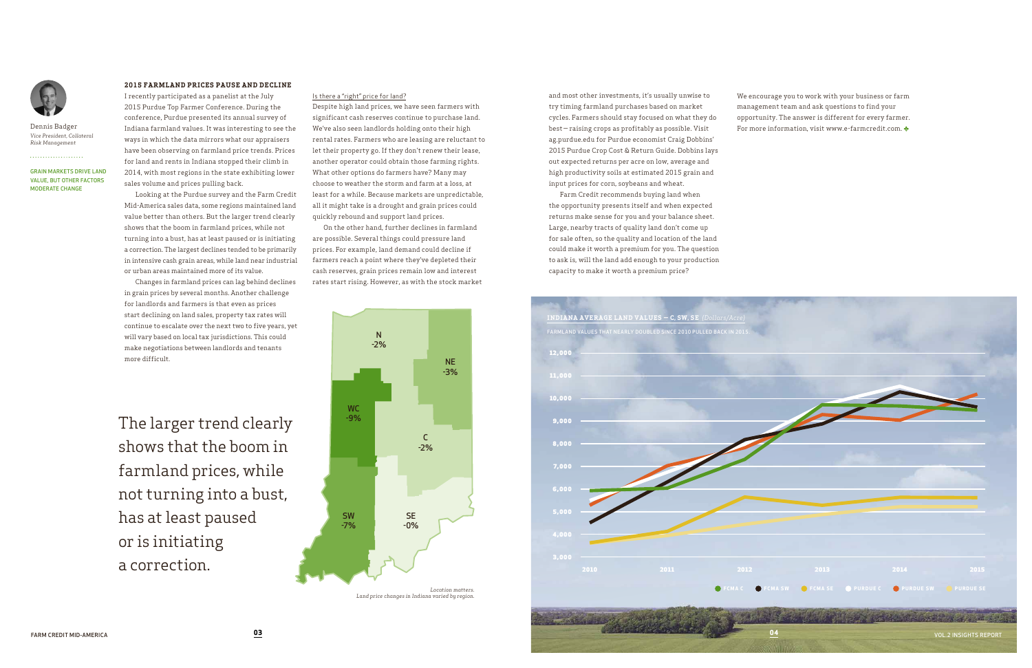Dennis Badger
*Vice President, Collateral Risk Management*

GRAIN MARKETS DRIVE LAND VALUE, BUT OTHER FACTORS MODERATE CHANGE

## 2015 FARMLAND PRICES PAUSE AND DECLINE

I recently participated as a panelist at the July 2015 Purdue Top Farmer Conference. During the conference, Purdue presented its annual survey of Indiana farmland values. It was interesting to see the ways in which the data mirrors what our appraisers have been observing on farmland price trends. Prices for land and rents in Indiana stopped their climb in 2014, with most regions in the state exhibiting lower sales volume and prices pulling back.

Looking at the Purdue survey and the Farm Credit Mid-America sales data, some regions maintained land value better than others. But the larger trend clearly shows that the boom in farmland prices, while not turning into a bust, has at least paused or is initiating a correction. The largest declines tended to be primarily in intensive cash grain areas, while land near industrial or urban areas maintained more of its value.

Changes in farmland prices can lag behind declines in grain prices by several months. Another challenge for landlords and farmers is that even as prices start declining on land sales, property tax rates will continue to escalate over the next two to five years, yet will vary based on local tax jurisdictions. This could make negotiations between landlords and tenants more difficult.

> The larger trend clearly shows that the boom in farmland prices, while not turning into a bust, has at least paused or is initiating a correction.

### Is there a "right" price for land?

Despite high land prices, we have seen farmers with significant cash reserves continue to purchase land. We've also seen landlords holding onto their high rental rates. Farmers who are leasing are reluctant to let their property go. If they don't renew their lease, another operator could obtain those farming rights. What other options do farmers have? Many may choose to weather the storm and farm at a loss, at least for a while. Because markets are unpredictable, all it might take is a drought and grain prices could quickly rebound and support land prices.

On the other hand, further declines in farmland are possible. Several things could pressure land prices. For example, land demand could decline if farmers reach a point where they've depleted their cash reserves, grain prices remain low and interest rates start rising. However, as with the stock market and most other investments, it's usually unwise to try timing farmland purchases based on market cycles. Farmers should stay focused on what they do best – raising crops as profitably as possible. Visit ag.purdue.edu for Purdue economist Craig Dobbins' 2015 Purdue Crop Cost & Return Guide. Dobbins lays out expected returns per acre on low, average and high productivity soils at estimated 2015 grain and input prices for corn, soybeans and wheat.

Farm Credit recommends buying land when the opportunity presents itself and when expected returns make sense for you and your balance sheet. Large, nearby tracts of quality land don't come up for sale often, so the quality and location of the land could make it worth a premium for you. The question to ask is, will the land add enough to your production capacity to make it worth a premium price?

We encourage you to work with your business or farm management team and ask questions to find your opportunity. The answer is different for every farmer. For more information, visit www.e-farmcredit.com.

| Region | Land price change |
|---|---|
| N | -2% |
| NE | -3% |
| WC | -9% |
| C | -2% |
| SW | -7% |
| SE | -0% |

*Location matters. Land price changes in Indiana varied by region.*

**INDIANA AVERAGE LAND VALUES – C, SW, SE** *(Dollars/Acre)*

FARMLAND VALUES THAT NEARLY DOUBLED SINCE 2010 PULLED BACK IN 2015.

Legend: FCMA C, FCMA SW, FCMA SE, PURDUE C, PURDUE SW, PURDUE SE (2010–2015; y-axis 3,000–12,000)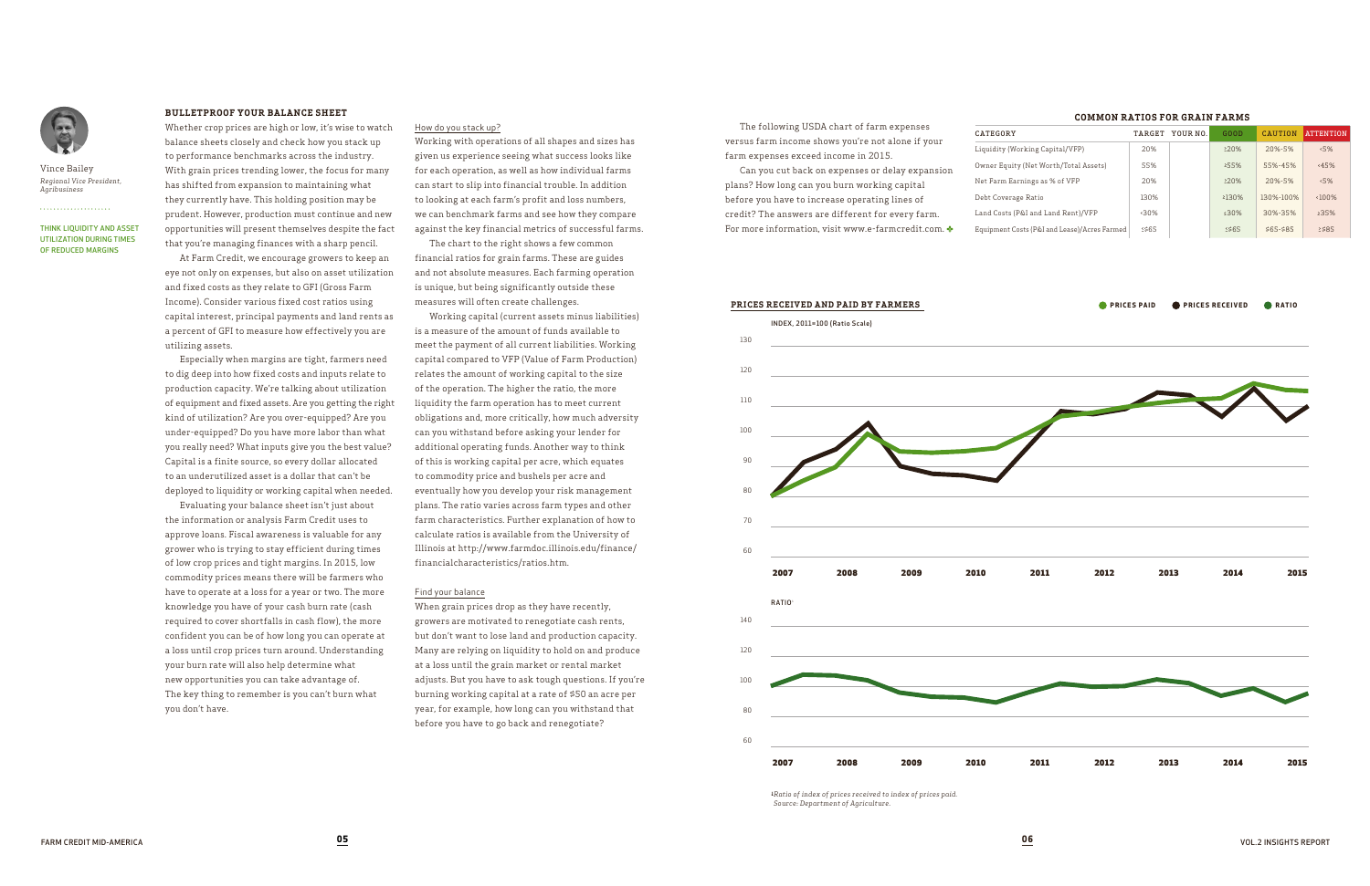Vince Bailey
*Regional Vice President, Agribusiness*

THINK LIQUIDITY AND ASSET UTILIZATION DURING TIMES OF REDUCED MARGINS

## BULLETPROOF YOUR BALANCE SHEET

Whether crop prices are high or low, it's wise to watch balance sheets closely and check how you stack up to performance benchmarks across the industry. With grain prices trending lower, the focus for many has shifted from expansion to maintaining what they currently have. This holding position may be prudent. However, production must continue and new opportunities will present themselves despite the fact that you're managing finances with a sharp pencil.

At Farm Credit, we encourage growers to keep an eye not only on expenses, but also on asset utilization and fixed costs as they relate to GFI (Gross Farm Income). Consider various fixed cost ratios using capital interest, principal payments and land rents as a percent of GFI to measure how effectively you are utilizing assets.

Especially when margins are tight, farmers need to dig deep into how fixed costs and inputs relate to production capacity. We're talking about utilization of equipment and fixed assets. Are you getting the right kind of utilization? Are you over-equipped? Are you under-equipped? Do you have more labor than what you really need? What inputs give you the best value? Capital is a finite source, so every dollar allocated to an underutilized asset is a dollar that can't be deployed to liquidity or working capital when needed.

Evaluating your balance sheet isn't just about the information or analysis Farm Credit uses to approve loans. Fiscal awareness is valuable for any grower who is trying to stay efficient during times of low crop prices and tight margins. In 2015, low commodity prices means there will be farmers who have to operate at a loss for a year or two. The more knowledge you have of your cash burn rate (cash required to cover shortfalls in cash flow), the more confident you can be of how long you can operate at a loss until crop prices turn around. Understanding your burn rate will also help determine what new opportunities you can take advantage of. The key thing to remember is you can't burn what you don't have.

### How do you stack up?

Working with operations of all shapes and sizes has given us experience seeing what success looks like for each operation, as well as how individual farms can start to slip into financial trouble. In addition to looking at each farm's profit and loss numbers, we can benchmark farms and see how they compare against the key financial metrics of successful farms.

The chart to the right shows a few common financial ratios for grain farms. These are guides and not absolute measures. Each farming operation is unique, but being significantly outside these measures will often create challenges.

Working capital (current assets minus liabilities) is a measure of the amount of funds available to meet the payment of all current liabilities. Working capital compared to VFP (Value of Farm Production) relates the amount of working capital to the size of the operation. The higher the ratio, the more liquidity the farm operation has to meet current obligations and, more critically, how much adversity can you withstand before asking your lender for additional operating funds. Another way to think of this is working capital per acre, which equates to commodity price and bushels per acre and eventually how you develop your risk management plans. The ratio varies across farm types and other farm characteristics. Further explanation of how to calculate ratios is available from the University of Illinois at http://www.farmdoc.illinois.edu/finance/financialcharacteristics/ratios.htm.

### Find your balance

When grain prices drop as they have recently, growers are motivated to renegotiate cash rents, but don't want to lose land and production capacity. Many are relying on liquidity to hold on and produce at a loss until the grain market or rental market adjusts. But you have to ask tough questions. If you're burning working capital at a rate of $50 an acre per year, for example, how long can you withstand that before you have to go back and renegotiate?

The following USDA chart of farm expenses versus farm income shows you're not alone if your farm expenses exceed income in 2015.

Can you cut back on expenses or delay expansion plans? How long can you burn working capital before you have to increase operating lines of credit? The answers are different for every farm. For more information, visit www.e-farmcredit.com.

### COMMON RATIOS FOR GRAIN FARMS

| CATEGORY | TARGET | YOUR NO. | GOOD | CAUTION | ATTENTION |
|---|---|---|---|---|---|
| Liquidity (Working Capital/VFP) | 20% | | ≥20% | 20%-5% | <5% |
| Owner Equity (Net Worth/Total Assets) | 55% | | ≥55% | 55%-45% | <45% |
| Net Farm Earnings as % of VFP | 20% | | ≥20% | 20%-5% | <5% |
| Debt Coverage Ratio | 130% | | ≥130% | 130%-100% | <100% |
| Land Costs (P&I and Land Rent)/VFP | <30% | | ≤30% | 30%-35% | ≥35% |
| Equipment Costs (P&I and Lease)/Acres Farmed | ≤$65 | | ≤$65 | $65-$85 | ≥$85 |

### PRICES RECEIVED AND PAID BY FARMERS

PRICES PAID · PRICES RECEIVED · RATIO

INDEX, 2011=100 (Ratio Scale)

RATIO[1]

[1]Ratio of index of prices received to index of prices paid.
Source: Department of Agriculture.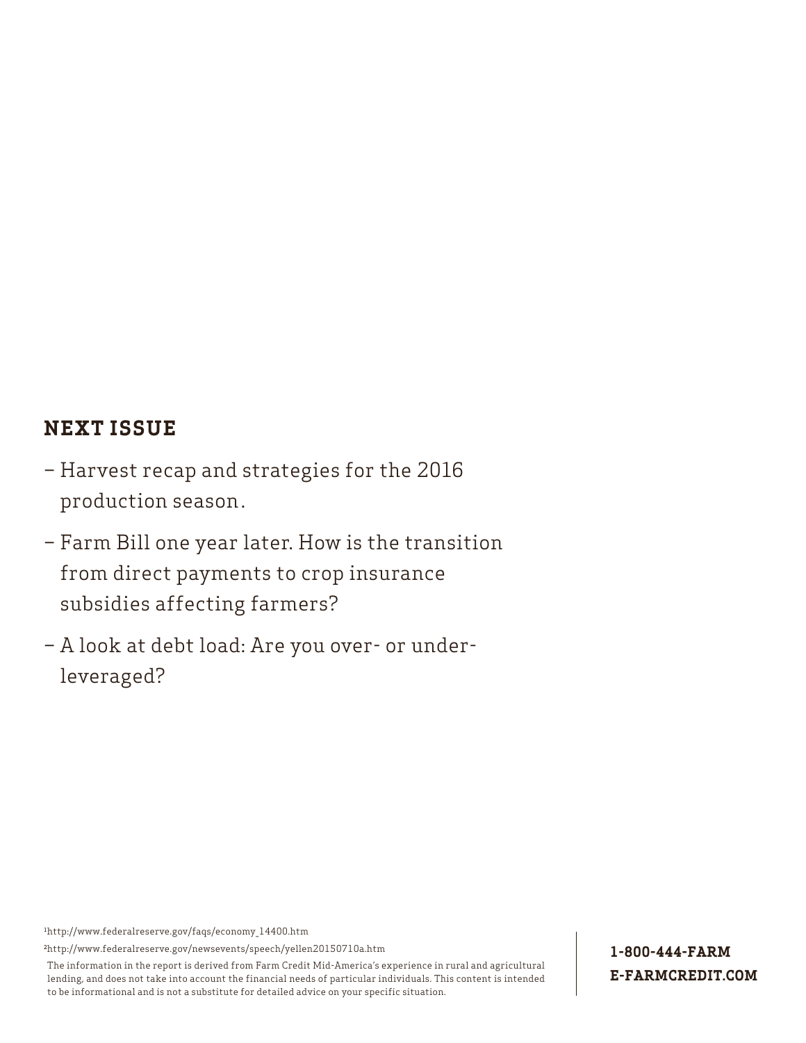## NEXT ISSUE

- Harvest recap and strategies for the 2016 production season.
- Farm Bill one year later. How is the transition from direct payments to crop insurance subsidies affecting farmers?
- A look at debt load: Are you over- or under-leveraged?

[1]http://www.federalreserve.gov/faqs/economy_14400.htm

[2]http://www.federalreserve.gov/newsevents/speech/yellen20150710a.htm

The information in the report is derived from Farm Credit Mid-America's experience in rural and agricultural lending, and does not take into account the financial needs of particular individuals. This content is intended to be informational and is not a substitute for detailed advice on your specific situation.

**1-800-444-FARM**

**E-FARMCREDIT.COM**